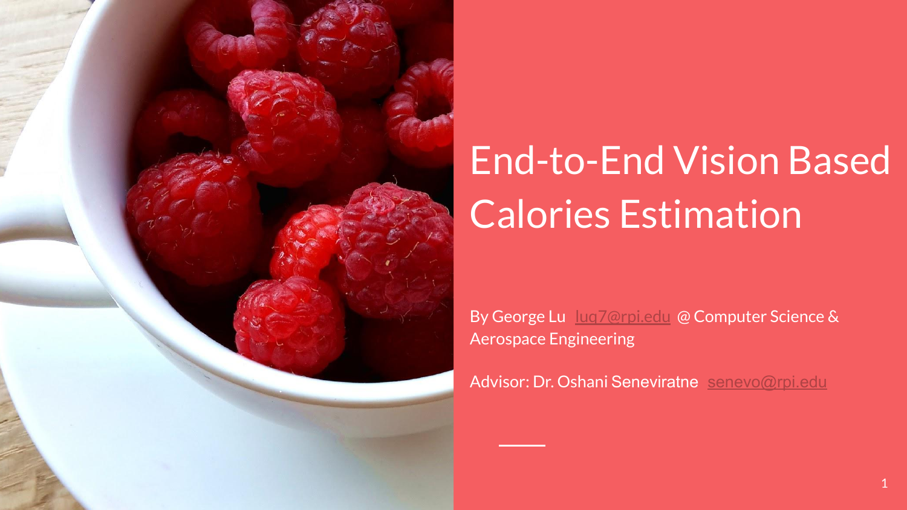# End-to-End Vision Based Calories Estimation

By George Lu luq7@rpi.edu @ Computer Science & Aerospace Engineering

Advisor: Dr. Oshani Seneviratne senevo@rpi.edu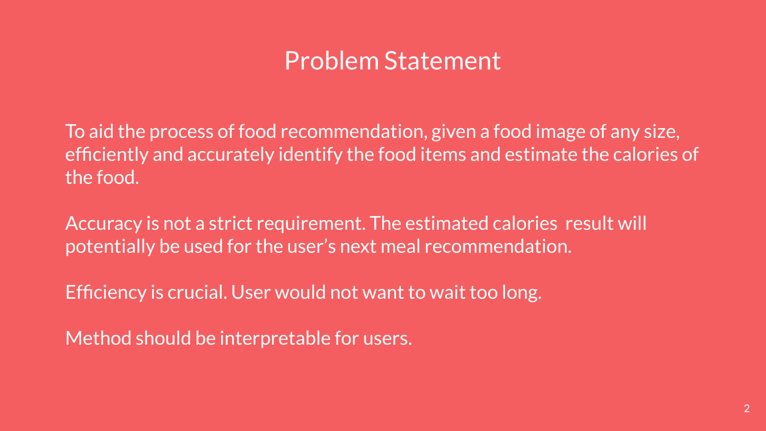# Problem Statement

To aid the process of food recommendation, given a food image of any size, efficiently and accurately identify the food items and estimate the calories of the food.

Accuracy is not a strict requirement. The estimated calories result will potentially be used for the user's next meal recommendation.

Efficiency is crucial. User would not want to wait too long.

Method should be interpretable for users.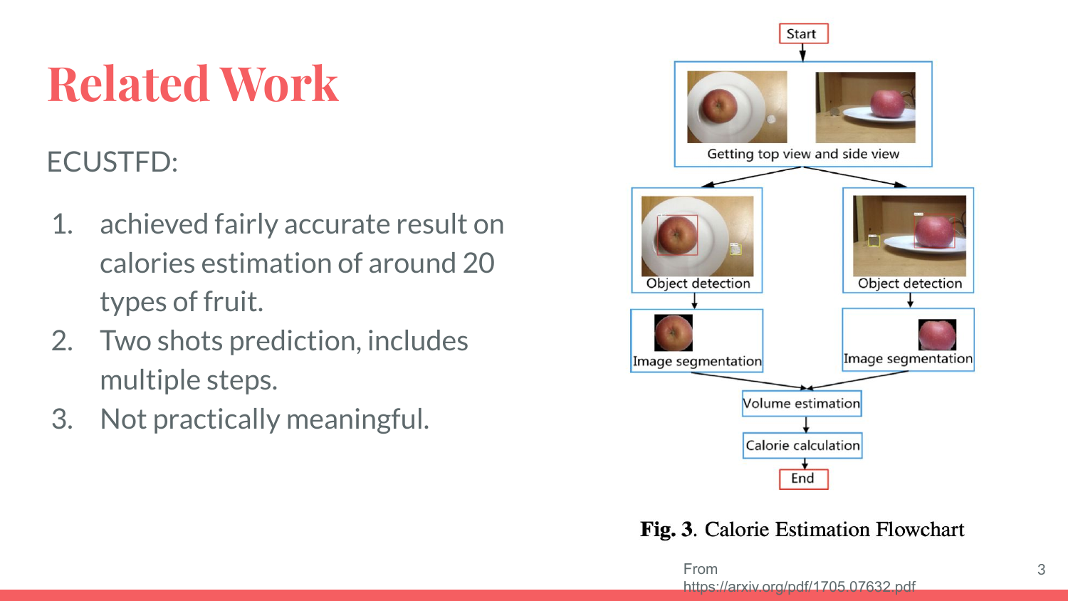# Related Work

ECUSTFD:

1. achieved fairly accurate result on calories estimation of around 20 types of fruit.
2. Two shots prediction, includes multiple steps.
3. Not practically meaningful.

Start

Getting top view and side view

Object detection

Object detection

Image segmentation

Image segmentation

Volume estimation

Calorie calculation

End

**Fig. 3**. Calorie Estimation Flowchart

From https://arxiv.org/pdf/1705.07632.pdf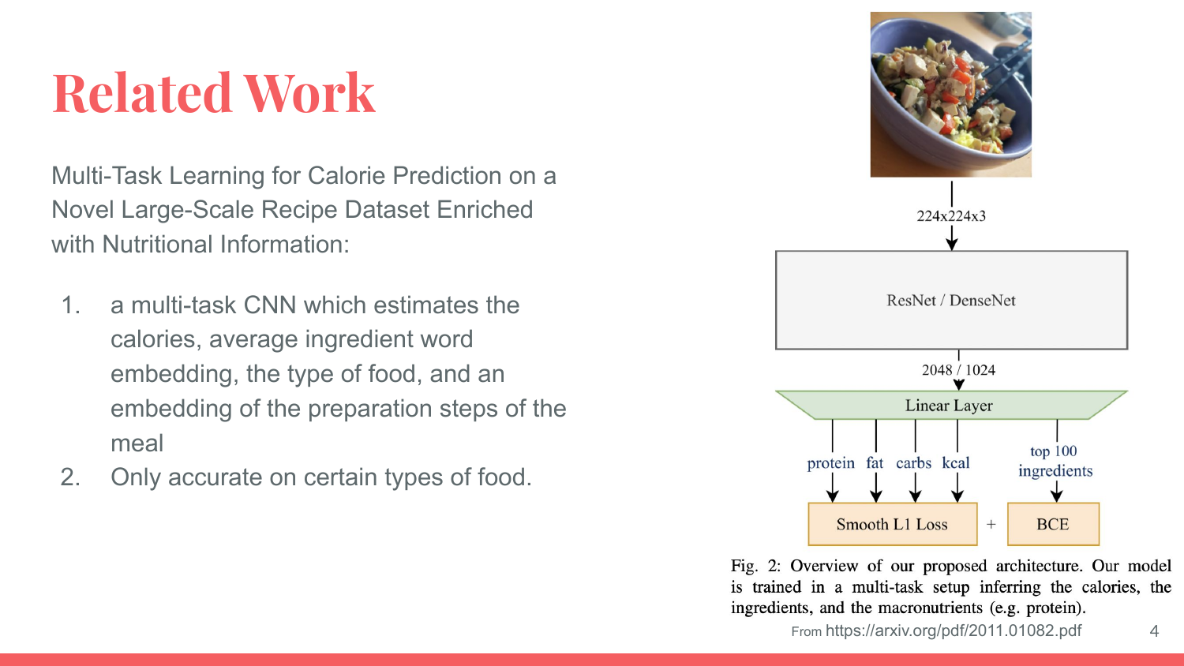# Related Work

Multi-Task Learning for Calorie Prediction on a Novel Large-Scale Recipe Dataset Enriched with Nutritional Information:

1. a multi-task CNN which estimates the calories, average ingredient word embedding, the type of food, and an embedding of the preparation steps of the meal
2. Only accurate on certain types of food.

224x224x3

ResNet / DenseNet

2048 / 1024

Linear Layer

protein fat carbs kcal

top 100 ingredients

Smooth L1 Loss + BCE

Fig. 2: Overview of our proposed architecture. Our model is trained in a multi-task setup inferring the calories, the ingredients, and the macronutrients (e.g. protein).

From https://arxiv.org/pdf/2011.01082.pdf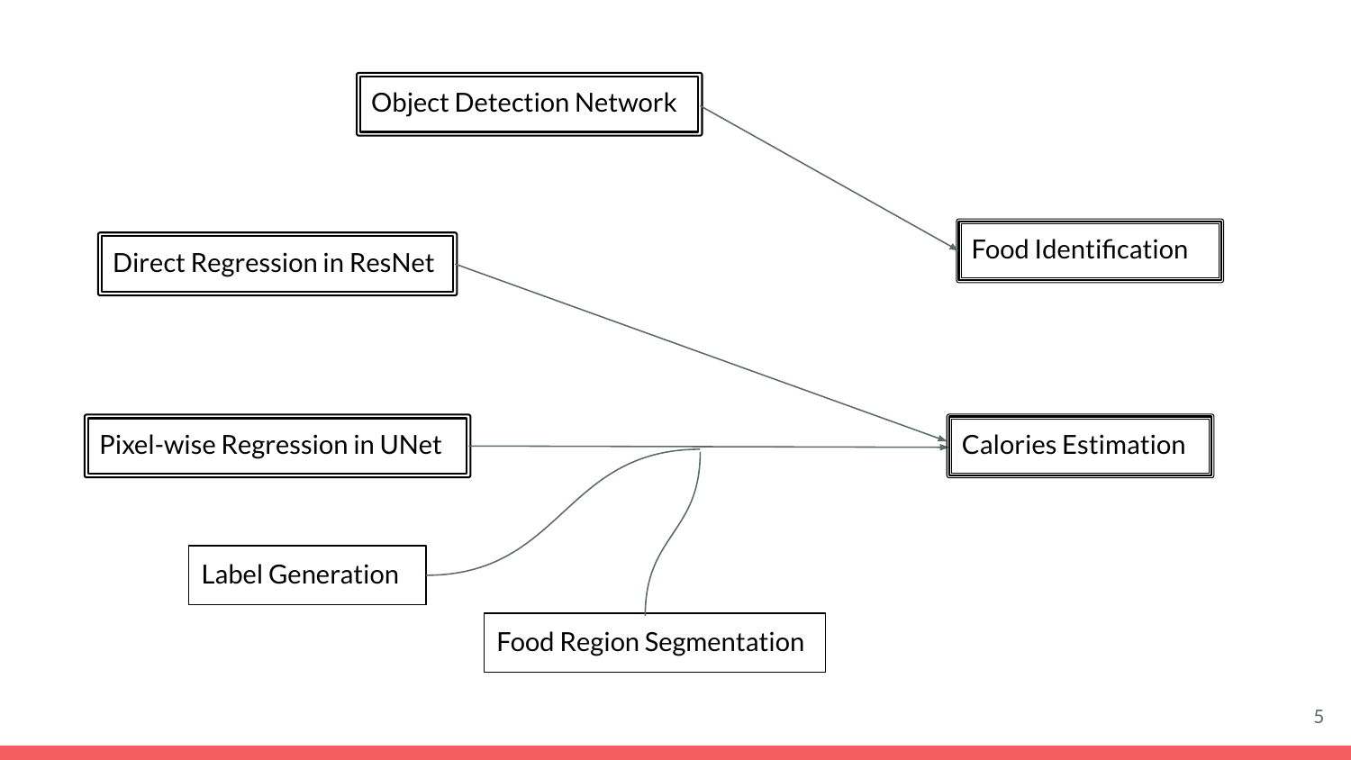Object Detection Network

Food Identification

Direct Regression in ResNet

Pixel-wise Regression in UNet

Calories Estimation

Label Generation

Food Region Segmentation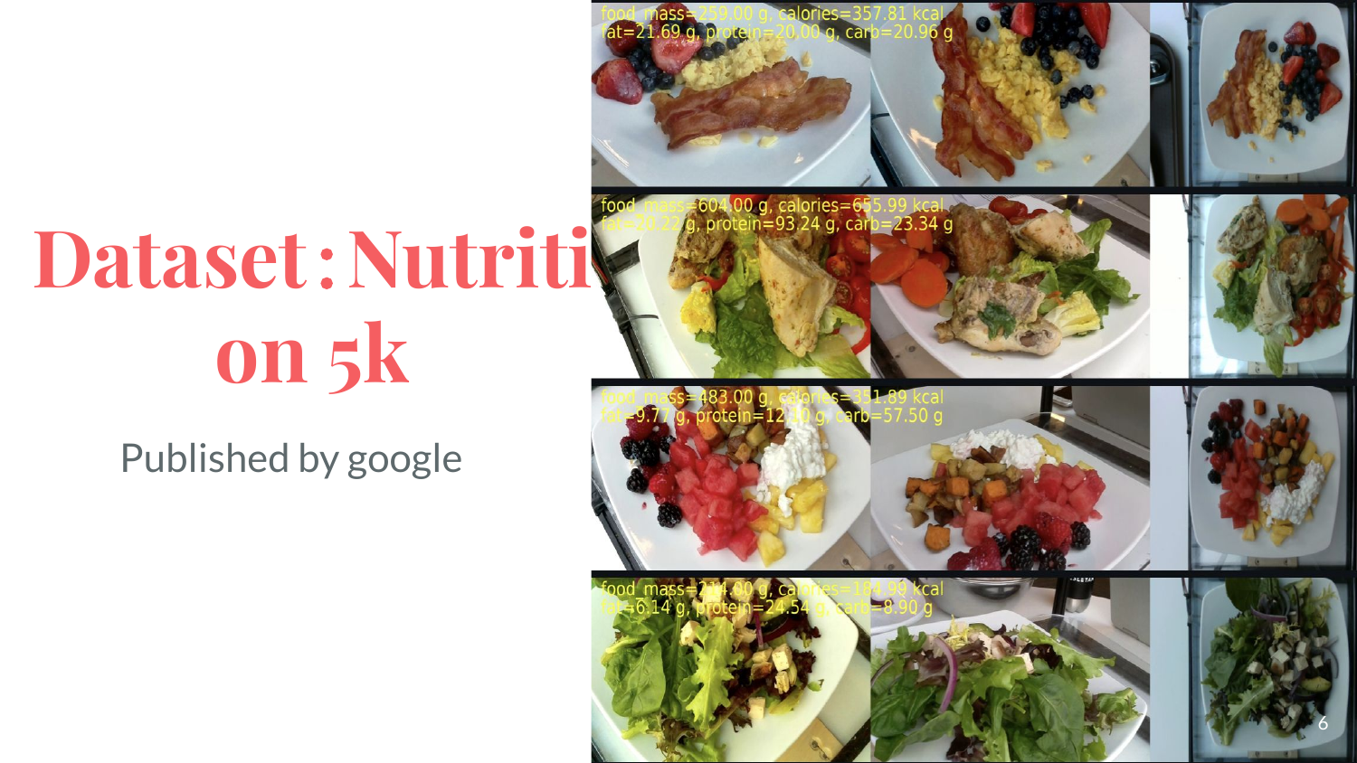# Dataset : Nutrition 5k

Published by google

food_mass=259.00 g, calories=357.81 kcal
fat=21.69 g, protein=20.00 g, carb=20.96 g

food_mass=604.00 g, calories=655.99 kcal
fat=20.22 g, protein=93.24 g, carb=23.34 g

food_mass=483.00 g, calories=351.89 kcal
fat=9.77 g, protein=12.10 g, carb=57.50 g

food_mass=214.00 g, calories=184.99 kcal
fat=6.14 g, protein=24.54 g, carb=8.90 g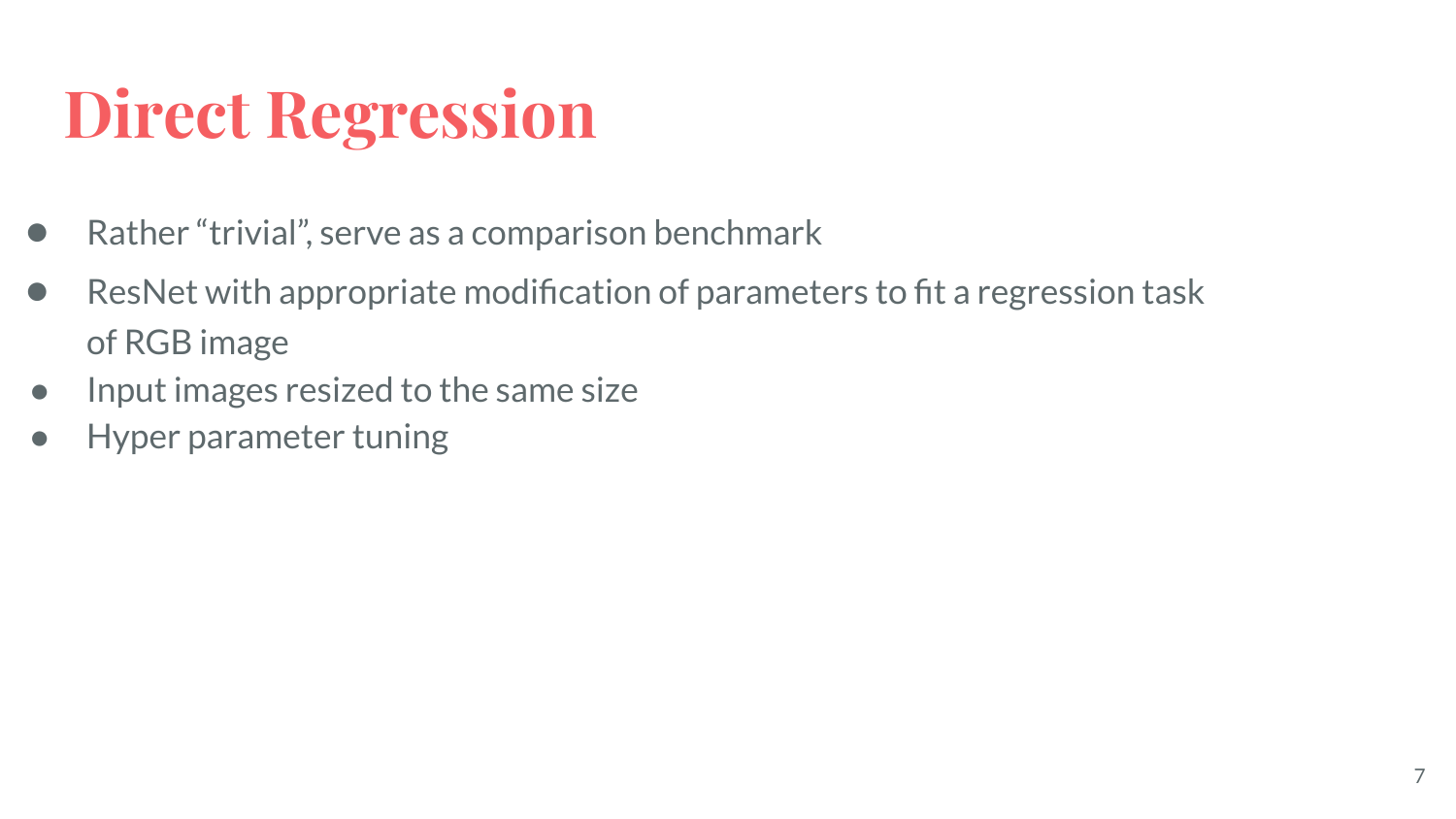# Direct Regression

- Rather “trivial”, serve as a comparison benchmark
- ResNet with appropriate modification of parameters to fit a regression task of RGB image
- Input images resized to the same size
- Hyper parameter tuning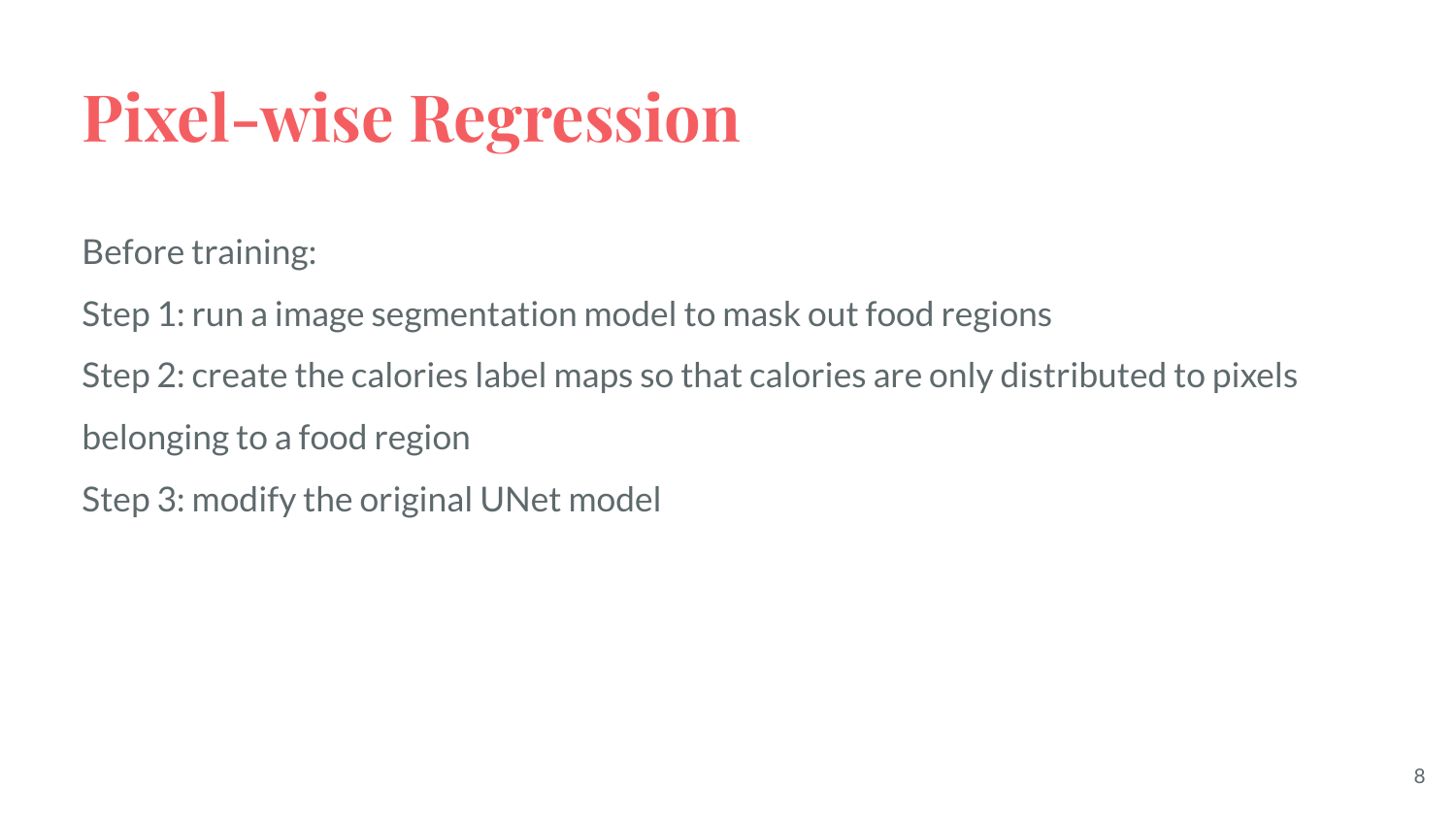# Pixel-wise Regression

Before training:

Step 1: run a image segmentation model to mask out food regions

Step 2: create the calories label maps so that calories are only distributed to pixels belonging to a food region

Step 3: modify the original UNet model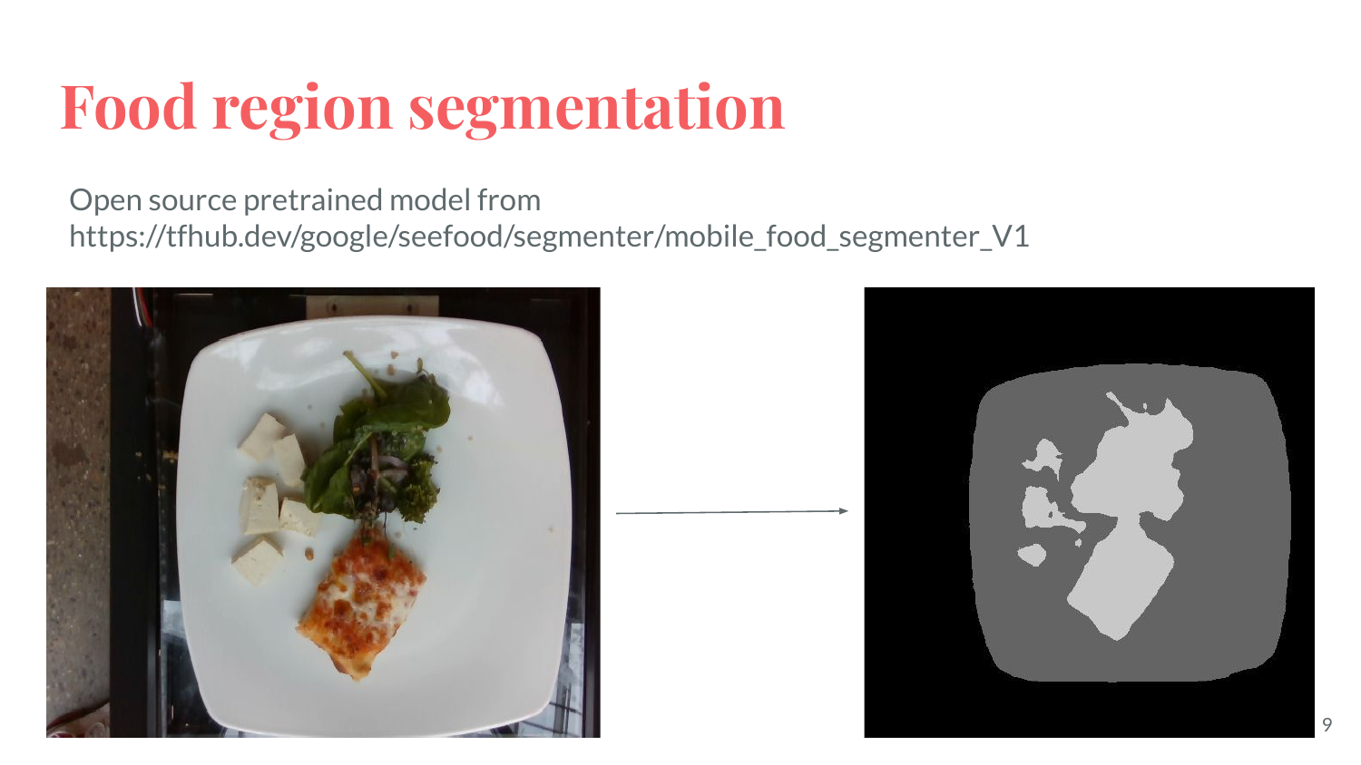# Food region segmentation

Open source pretrained model from
https://tfhub.dev/google/seefood/segmenter/mobile_food_segmenter_V1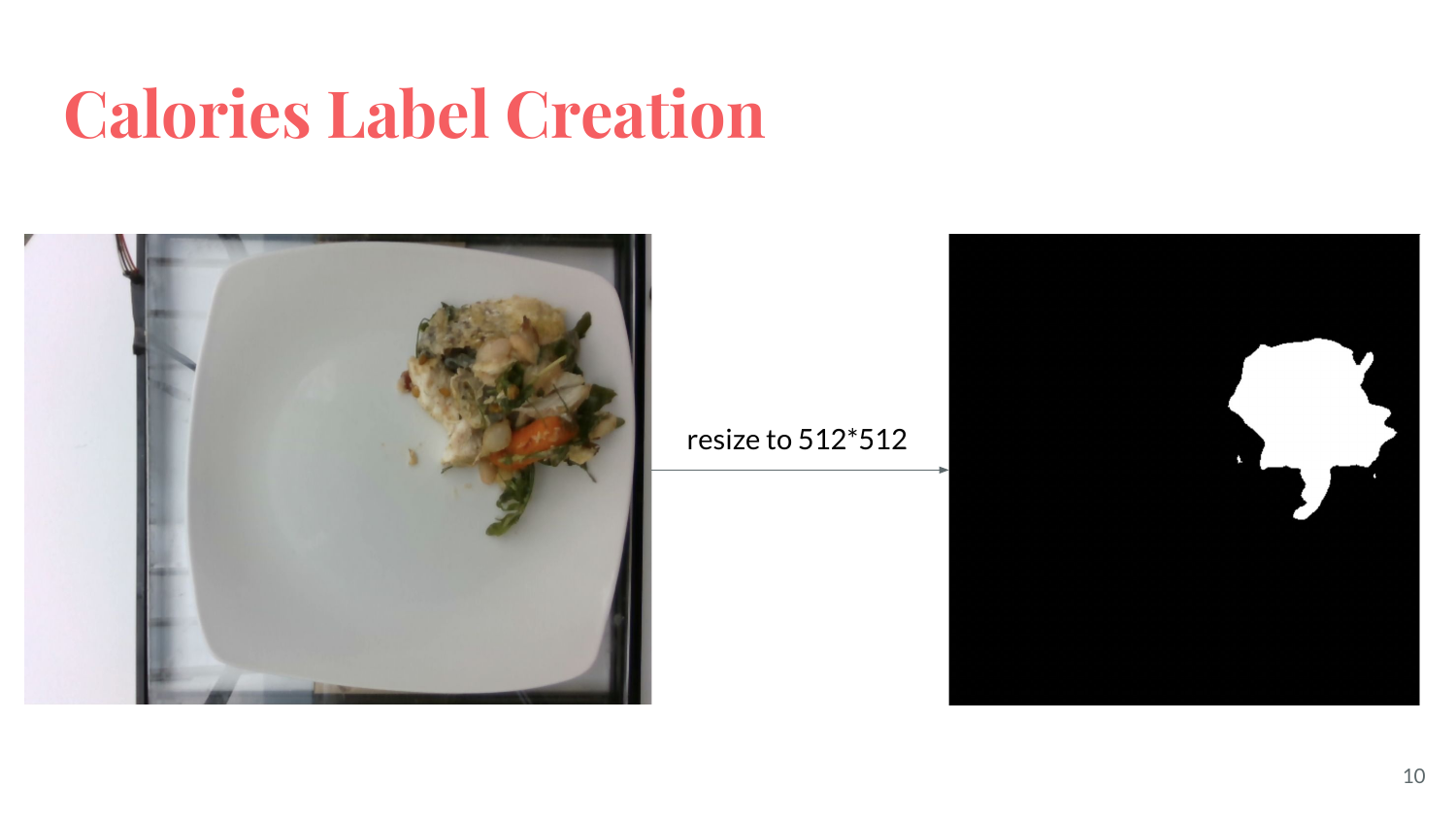# Calories Label Creation

resize to 512*512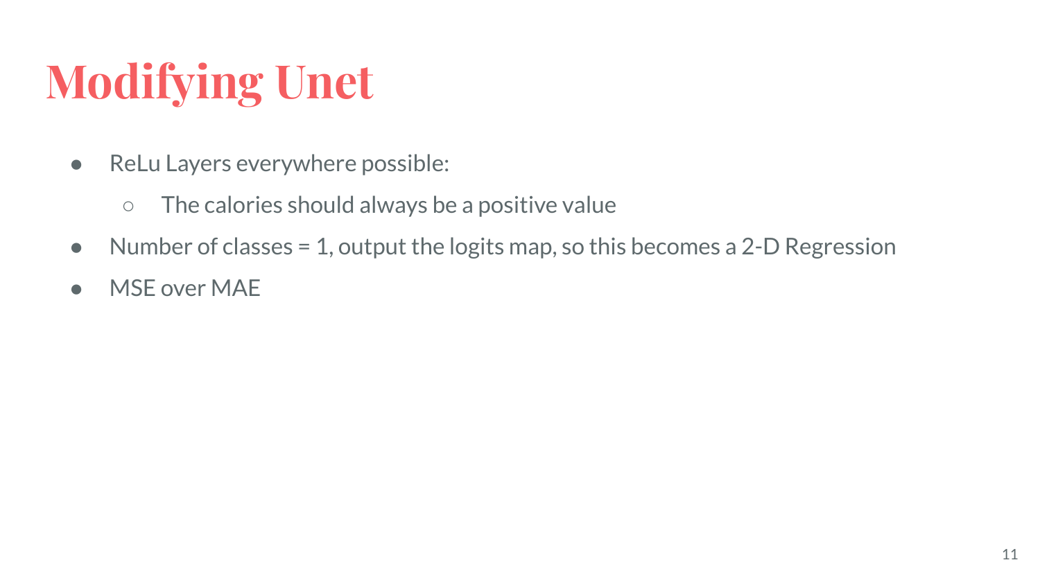# Modifying Unet

- ReLu Layers everywhere possible:
  - The calories should always be a positive value
- Number of classes = 1, output the logits map, so this becomes a 2-D Regression
- MSE over MAE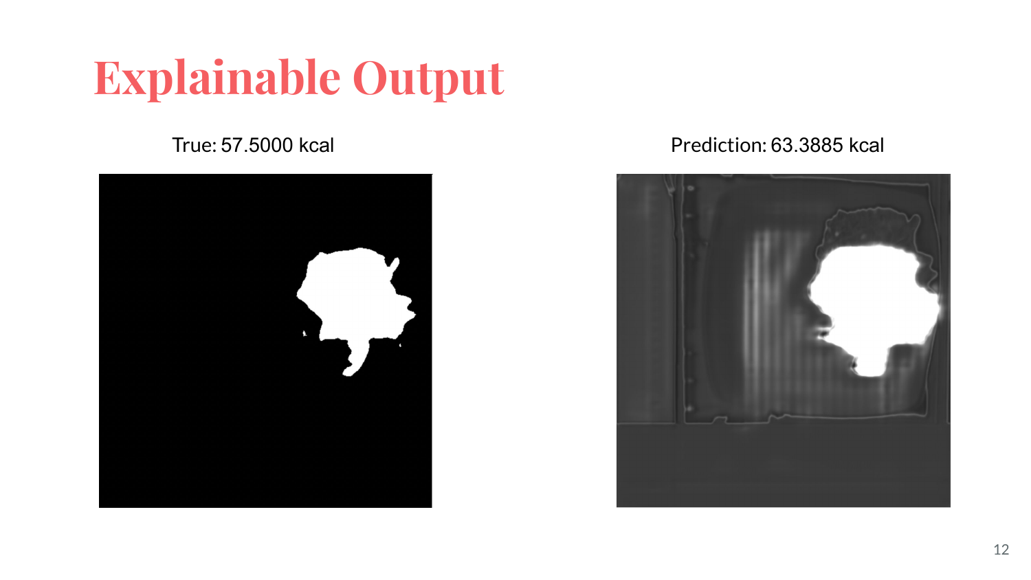# Explainable Output

True: 57.5000 kcal

Prediction: 63.3885 kcal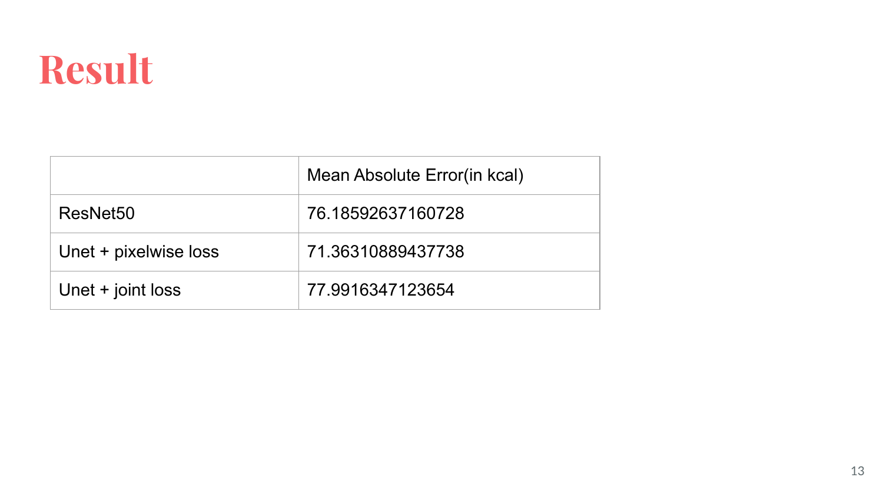# Result

| | Mean Absolute Error(in kcal) |
|---|---|
| ResNet50 | 76.18592637160728 |
| Unet + pixelwise loss | 71.36310889437738 |
| Unet + joint loss | 77.9916347123654 |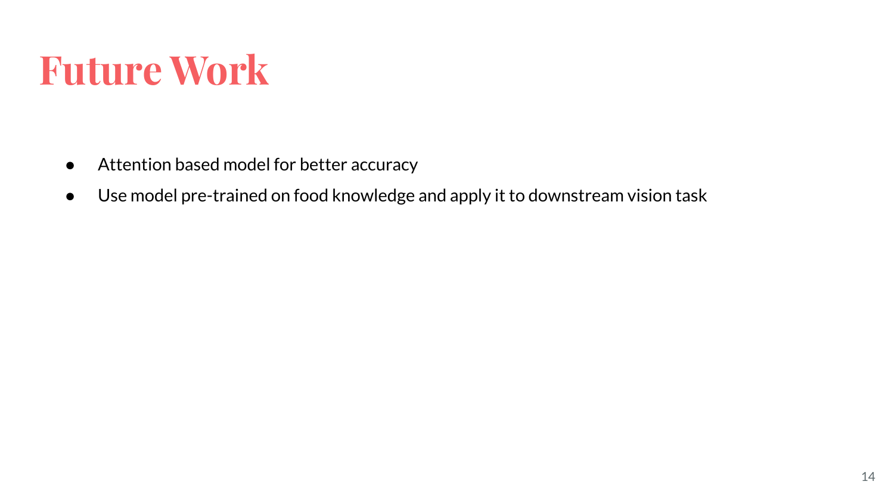# Future Work

- Attention based model for better accuracy
- Use model pre-trained on food knowledge and apply it to downstream vision task